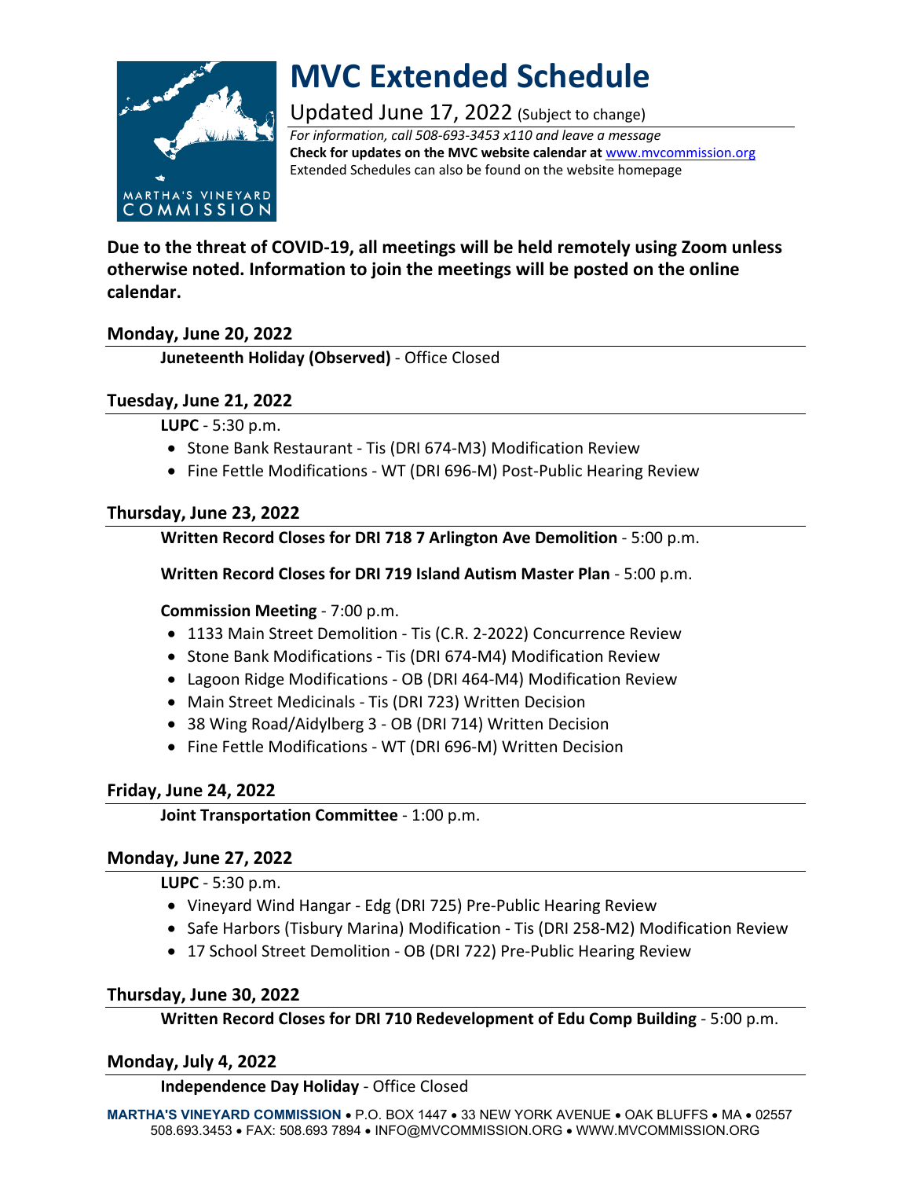# MVC Extended Schedule

Updated June 17, 2022 (Subject to change)

*For information, call 508-693-3453 x110 and leave a message*
**Check for updates on the MVC website calendar at** www.mvcommission.org
Extended Schedules can also be found on the website homepage

**Due to the threat of COVID-19, all meetings will be held remotely using Zoom unless otherwise noted. Information to join the meetings will be posted on the online calendar.**

## Monday, June 20, 2022

**Juneteenth Holiday (Observed)** - Office Closed

## Tuesday, June 21, 2022

**LUPC** - 5:30 p.m.

- Stone Bank Restaurant - Tis (DRI 674-M3) Modification Review
- Fine Fettle Modifications - WT (DRI 696-M) Post-Public Hearing Review

## Thursday, June 23, 2022

**Written Record Closes for DRI 718 7 Arlington Ave Demolition** - 5:00 p.m.

**Written Record Closes for DRI 719 Island Autism Master Plan** - 5:00 p.m.

**Commission Meeting** - 7:00 p.m.

- 1133 Main Street Demolition - Tis (C.R. 2-2022) Concurrence Review
- Stone Bank Modifications - Tis (DRI 674-M4) Modification Review
- Lagoon Ridge Modifications - OB (DRI 464-M4) Modification Review
- Main Street Medicinals - Tis (DRI 723) Written Decision
- 38 Wing Road/Aidylberg 3 - OB (DRI 714) Written Decision
- Fine Fettle Modifications - WT (DRI 696-M) Written Decision

## Friday, June 24, 2022

**Joint Transportation Committee** - 1:00 p.m.

## Monday, June 27, 2022

**LUPC** - 5:30 p.m.

- Vineyard Wind Hangar - Edg (DRI 725) Pre-Public Hearing Review
- Safe Harbors (Tisbury Marina) Modification - Tis (DRI 258-M2) Modification Review
- 17 School Street Demolition - OB (DRI 722) Pre-Public Hearing Review

## Thursday, June 30, 2022

**Written Record Closes for DRI 710 Redevelopment of Edu Comp Building** - 5:00 p.m.

## Monday, July 4, 2022

**Independence Day Holiday** - Office Closed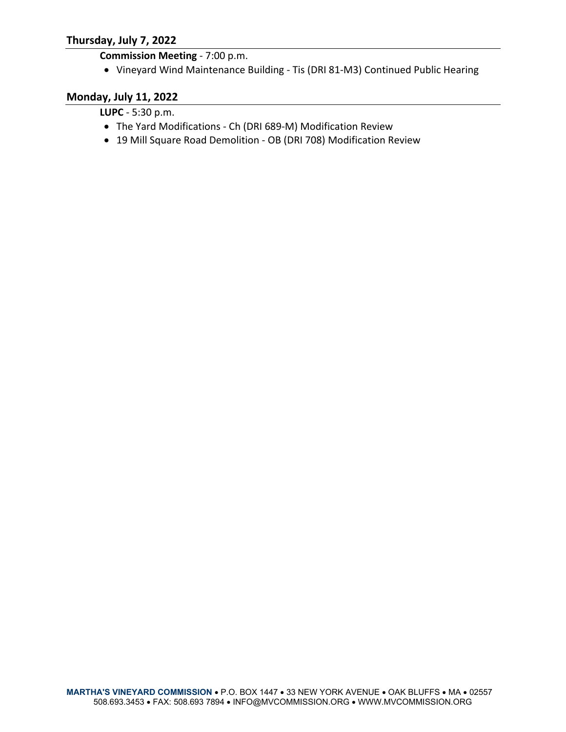## Thursday, July 7, 2022

**Commission Meeting** - 7:00 p.m.

- Vineyard Wind Maintenance Building - Tis (DRI 81-M3) Continued Public Hearing

## Monday, July 11, 2022

**LUPC** - 5:30 p.m.

- The Yard Modifications - Ch (DRI 689-M) Modification Review
- 19 Mill Square Road Demolition - OB (DRI 708) Modification Review